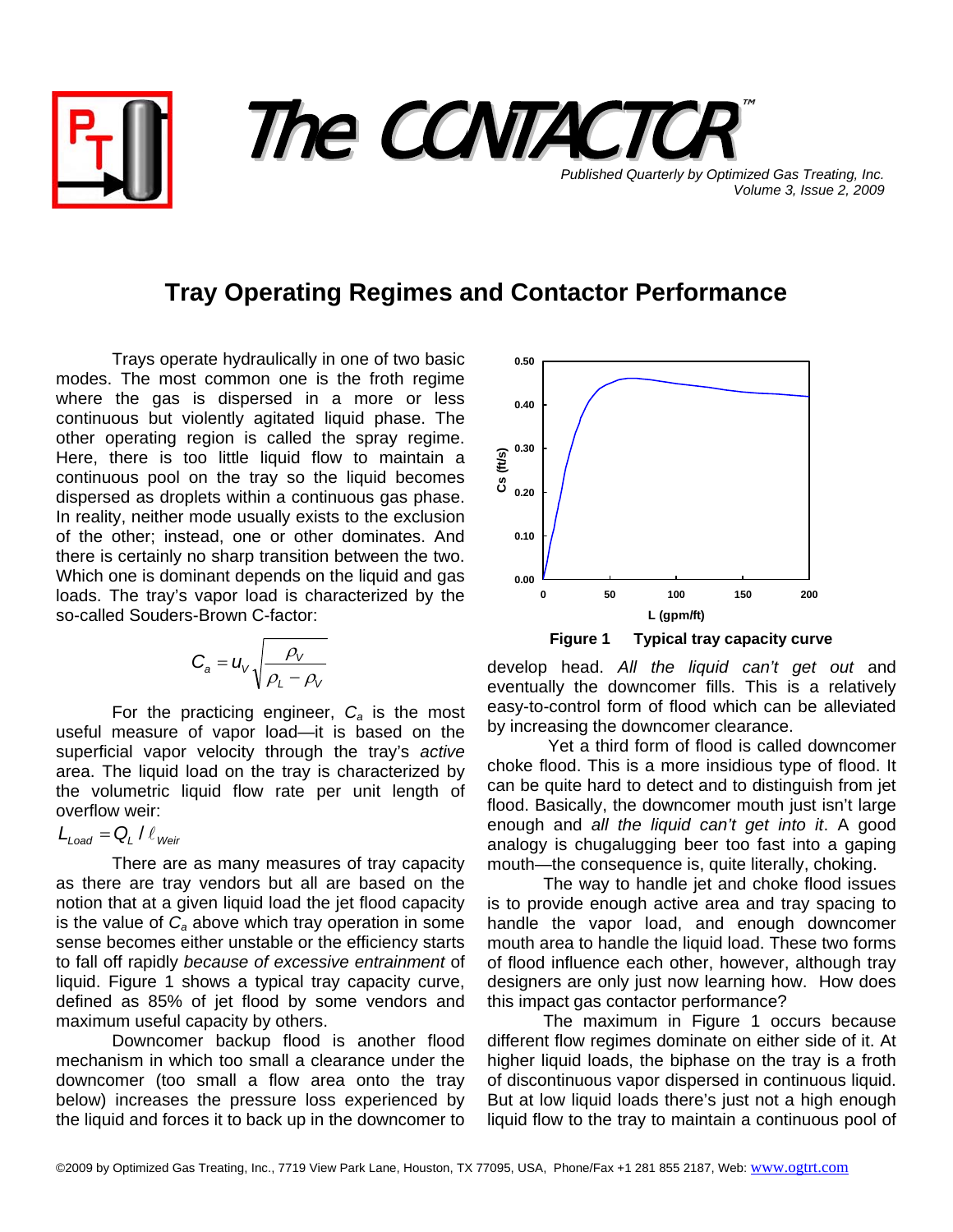# The CONTACTOR™

*Published Quarterly by Optimized Gas Treating, Inc.*
*Volume 3, Issue 2, 2009*

## Tray Operating Regimes and Contactor Performance

Trays operate hydraulically in one of two basic modes. The most common one is the froth regime where the gas is dispersed in a more or less continuous but violently agitated liquid phase. The other operating region is called the spray regime. Here, there is too little liquid flow to maintain a continuous pool on the tray so the liquid becomes dispersed as droplets within a continuous gas phase. In reality, neither mode usually exists to the exclusion of the other; instead, one or other dominates. And there is certainly no sharp transition between the two. Which one is dominant depends on the liquid and gas loads. The tray's vapor load is characterized by the so-called Souders-Brown C-factor:

$$C_a = u_V \sqrt{\frac{\rho_V}{\rho_L - \rho_V}}$$

For the practicing engineer, $C_a$ is the most useful measure of vapor load—it is based on the superficial vapor velocity through the tray's *active* area. The liquid load on the tray is characterized by the volumetric liquid flow rate per unit length of overflow weir:

$$L_{Load} = Q_L / \ell_{Weir}$$

There are as many measures of tray capacity as there are tray vendors but all are based on the notion that at a given liquid load the jet flood capacity is the value of $C_a$ above which tray operation in some sense becomes either unstable or the efficiency starts to fall off rapidly *because of excessive entrainment* of liquid. Figure 1 shows a typical tray capacity curve, defined as 85% of jet flood by some vendors and maximum useful capacity by others.

Downcomer backup flood is another flood mechanism in which too small a clearance under the downcomer (too small a flow area onto the tray below) increases the pressure loss experienced by the liquid and forces it to back up in the downcomer to develop head. *All the liquid can't get out* and eventually the downcomer fills. This is a relatively easy-to-control form of flood which can be alleviated by increasing the downcomer clearance.

**Figure 1 Typical tray capacity curve**

Yet a third form of flood is called downcomer choke flood. This is a more insidious type of flood. It can be quite hard to detect and to distinguish from jet flood. Basically, the downcomer mouth just isn't large enough and *all the liquid can't get into it*. A good analogy is chugalugging beer too fast into a gaping mouth—the consequence is, quite literally, choking.

The way to handle jet and choke flood issues is to provide enough active area and tray spacing to handle the vapor load, and enough downcomer mouth area to handle the liquid load. These two forms of flood influence each other, however, although tray designers are only just now learning how. How does this impact gas contactor performance?

The maximum in Figure 1 occurs because different flow regimes dominate on either side of it. At higher liquid loads, the biphase on the tray is a froth of discontinuous vapor dispersed in continuous liquid. But at low liquid loads there's just not a high enough liquid flow to the tray to maintain a continuous pool of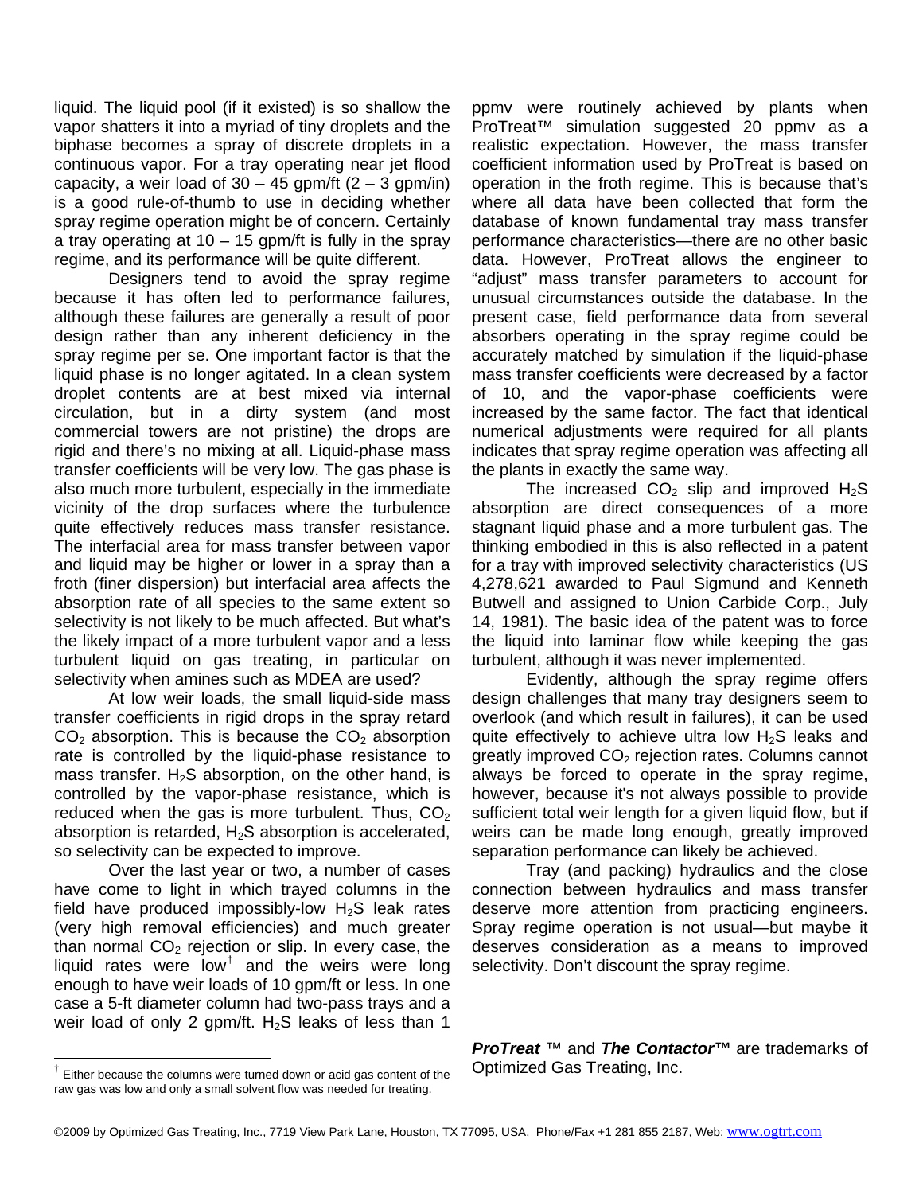liquid. The liquid pool (if it existed) is so shallow the vapor shatters it into a myriad of tiny droplets and the biphase becomes a spray of discrete droplets in a continuous vapor. For a tray operating near jet flood capacity, a weir load of 30 – 45 gpm/ft (2 – 3 gpm/in) is a good rule-of-thumb to use in deciding whether spray regime operation might be of concern. Certainly a tray operating at 10 – 15 gpm/ft is fully in the spray regime, and its performance will be quite different.

Designers tend to avoid the spray regime because it has often led to performance failures, although these failures are generally a result of poor design rather than any inherent deficiency in the spray regime per se. One important factor is that the liquid phase is no longer agitated. In a clean system droplet contents are at best mixed via internal circulation, but in a dirty system (and most commercial towers are not pristine) the drops are rigid and there's no mixing at all. Liquid-phase mass transfer coefficients will be very low. The gas phase is also much more turbulent, especially in the immediate vicinity of the drop surfaces where the turbulence quite effectively reduces mass transfer resistance. The interfacial area for mass transfer between vapor and liquid may be higher or lower in a spray than a froth (finer dispersion) but interfacial area affects the absorption rate of all species to the same extent so selectivity is not likely to be much affected. But what's the likely impact of a more turbulent vapor and a less turbulent liquid on gas treating, in particular on selectivity when amines such as MDEA are used?

At low weir loads, the small liquid-side mass transfer coefficients in rigid drops in the spray retard $CO_2$ absorption. This is because the $CO_2$ absorption rate is controlled by the liquid-phase resistance to mass transfer. $H_2S$ absorption, on the other hand, is controlled by the vapor-phase resistance, which is reduced when the gas is more turbulent. Thus, $CO_2$ absorption is retarded, $H_2S$ absorption is accelerated, so selectivity can be expected to improve.

Over the last year or two, a number of cases have come to light in which trayed columns in the field have produced impossibly-low $H_2S$ leak rates (very high removal efficiencies) and much greater than normal $CO_2$ rejection or slip. In every case, the liquid rates were low[†] and the weirs were long enough to have weir loads of 10 gpm/ft or less. In one case a 5-ft diameter column had two-pass trays and a weir load of only 2 gpm/ft. $H_2S$ leaks of less than 1 ppmv were routinely achieved by plants when ProTreat™ simulation suggested 20 ppmv as a realistic expectation. However, the mass transfer coefficient information used by ProTreat is based on operation in the froth regime. This is because that's where all data have been collected that form the database of known fundamental tray mass transfer performance characteristics—there are no other basic data. However, ProTreat allows the engineer to "adjust" mass transfer parameters to account for unusual circumstances outside the database. In the present case, field performance data from several absorbers operating in the spray regime could be accurately matched by simulation if the liquid-phase mass transfer coefficients were decreased by a factor of 10, and the vapor-phase coefficients were increased by the same factor. The fact that identical numerical adjustments were required for all plants indicates that spray regime operation was affecting all the plants in exactly the same way.

The increased $CO_2$ slip and improved $H_2S$ absorption are direct consequences of a more stagnant liquid phase and a more turbulent gas. The thinking embodied in this is also reflected in a patent for a tray with improved selectivity characteristics (US 4,278,621 awarded to Paul Sigmund and Kenneth Butwell and assigned to Union Carbide Corp., July 14, 1981). The basic idea of the patent was to force the liquid into laminar flow while keeping the gas turbulent, although it was never implemented.

Evidently, although the spray regime offers design challenges that many tray designers seem to overlook (and which result in failures), it can be used quite effectively to achieve ultra low $H_2S$ leaks and greatly improved $CO_2$ rejection rates. Columns cannot always be forced to operate in the spray regime, however, because it's not always possible to provide sufficient total weir length for a given liquid flow, but if weirs can be made long enough, greatly improved separation performance can likely be achieved.

Tray (and packing) hydraulics and the close connection between hydraulics and mass transfer deserve more attention from practicing engineers. Spray regime operation is not usual—but maybe it deserves consideration as a means to improved selectivity. Don't discount the spray regime.

***ProTreat*** ™ and ***The Contactor™*** are trademarks of Optimized Gas Treating, Inc.

[†] Either because the columns were turned down or acid gas content of the raw gas was low and only a small solvent flow was needed for treating.

©2009 by Optimized Gas Treating, Inc., 7719 View Park Lane, Houston, TX 77095, USA, Phone/Fax +1 281 855 2187, Web: www.ogtrt.com